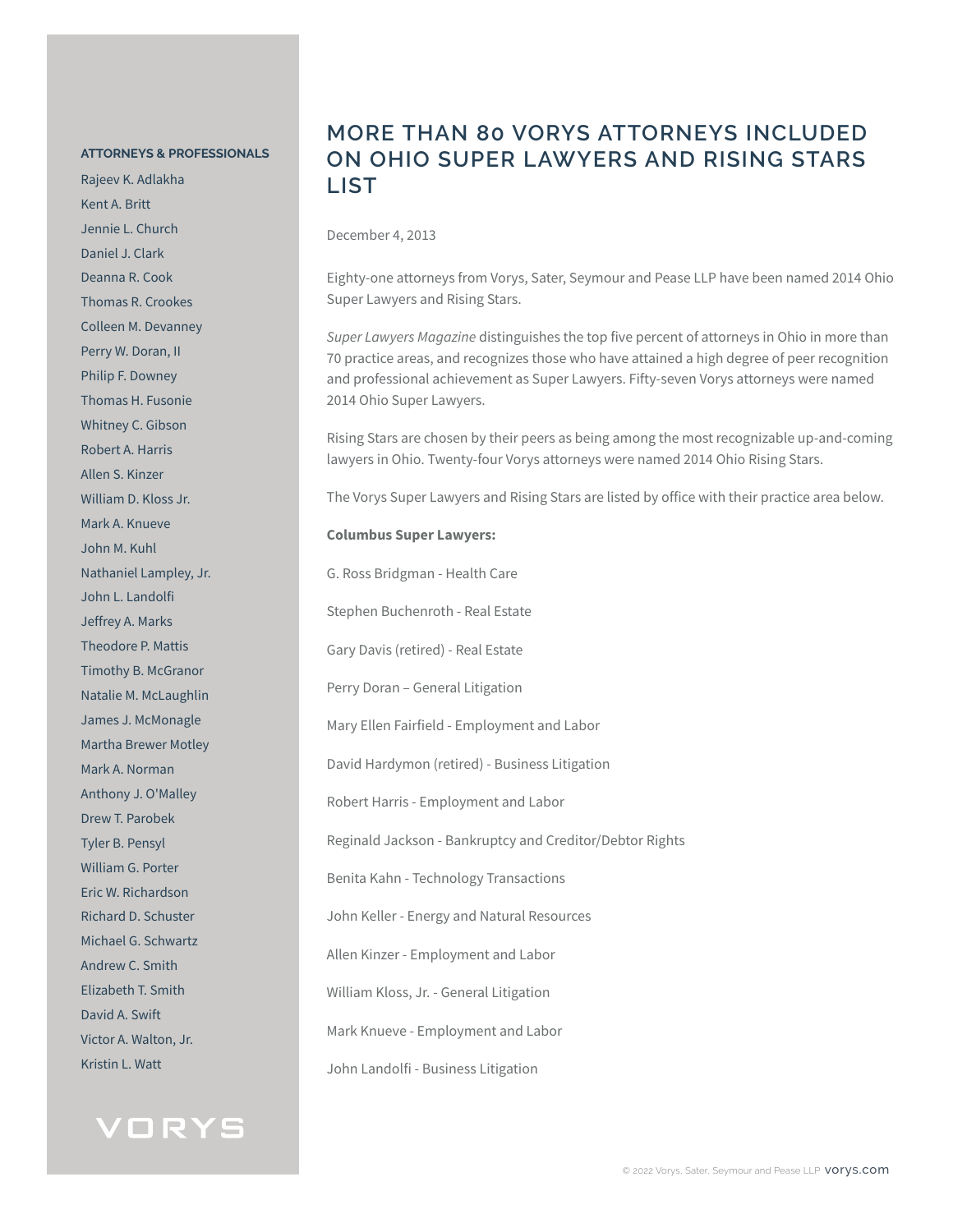# MORE THAN 80 VORYS ATTORNEYS INCLUDED ON OHIO SUPER LAWYERS AND RISING STARS LIST

**ATTORNEYS & PROFESSIONALS**

Rajeev K. Adlakha
Kent A. Britt
Jennie L. Church
Daniel J. Clark
Deanna R. Cook
Thomas R. Crookes
Colleen M. Devanney
Perry W. Doran, II
Philip F. Downey
Thomas H. Fusonie
Whitney C. Gibson
Robert A. Harris
Allen S. Kinzer
William D. Kloss Jr.
Mark A. Knueve
John M. Kuhl
Nathaniel Lampley, Jr.
John L. Landolfi
Jeffrey A. Marks
Theodore P. Mattis
Timothy B. McGranor
Natalie M. McLaughlin
James J. McMonagle
Martha Brewer Motley
Mark A. Norman
Anthony J. O'Malley
Drew T. Parobek
Tyler B. Pensyl
William G. Porter
Eric W. Richardson
Richard D. Schuster
Michael G. Schwartz
Andrew C. Smith
Elizabeth T. Smith
David A. Swift
Victor A. Walton, Jr.
Kristin L. Watt

December 4, 2013

Eighty-one attorneys from Vorys, Sater, Seymour and Pease LLP have been named 2014 Ohio Super Lawyers and Rising Stars.

*Super Lawyers Magazine* distinguishes the top five percent of attorneys in Ohio in more than 70 practice areas, and recognizes those who have attained a high degree of peer recognition and professional achievement as Super Lawyers. Fifty-seven Vorys attorneys were named 2014 Ohio Super Lawyers.

Rising Stars are chosen by their peers as being among the most recognizable up-and-coming lawyers in Ohio. Twenty-four Vorys attorneys were named 2014 Ohio Rising Stars.

The Vorys Super Lawyers and Rising Stars are listed by office with their practice area below.

**Columbus Super Lawyers:**

G. Ross Bridgman - Health Care

Stephen Buchenroth - Real Estate

Gary Davis (retired) - Real Estate

Perry Doran – General Litigation

Mary Ellen Fairfield - Employment and Labor

David Hardymon (retired) - Business Litigation

Robert Harris - Employment and Labor

Reginald Jackson - Bankruptcy and Creditor/Debtor Rights

Benita Kahn - Technology Transactions

John Keller - Energy and Natural Resources

Allen Kinzer - Employment and Labor

William Kloss, Jr. - General Litigation

Mark Knueve - Employment and Labor

John Landolfi - Business Litigation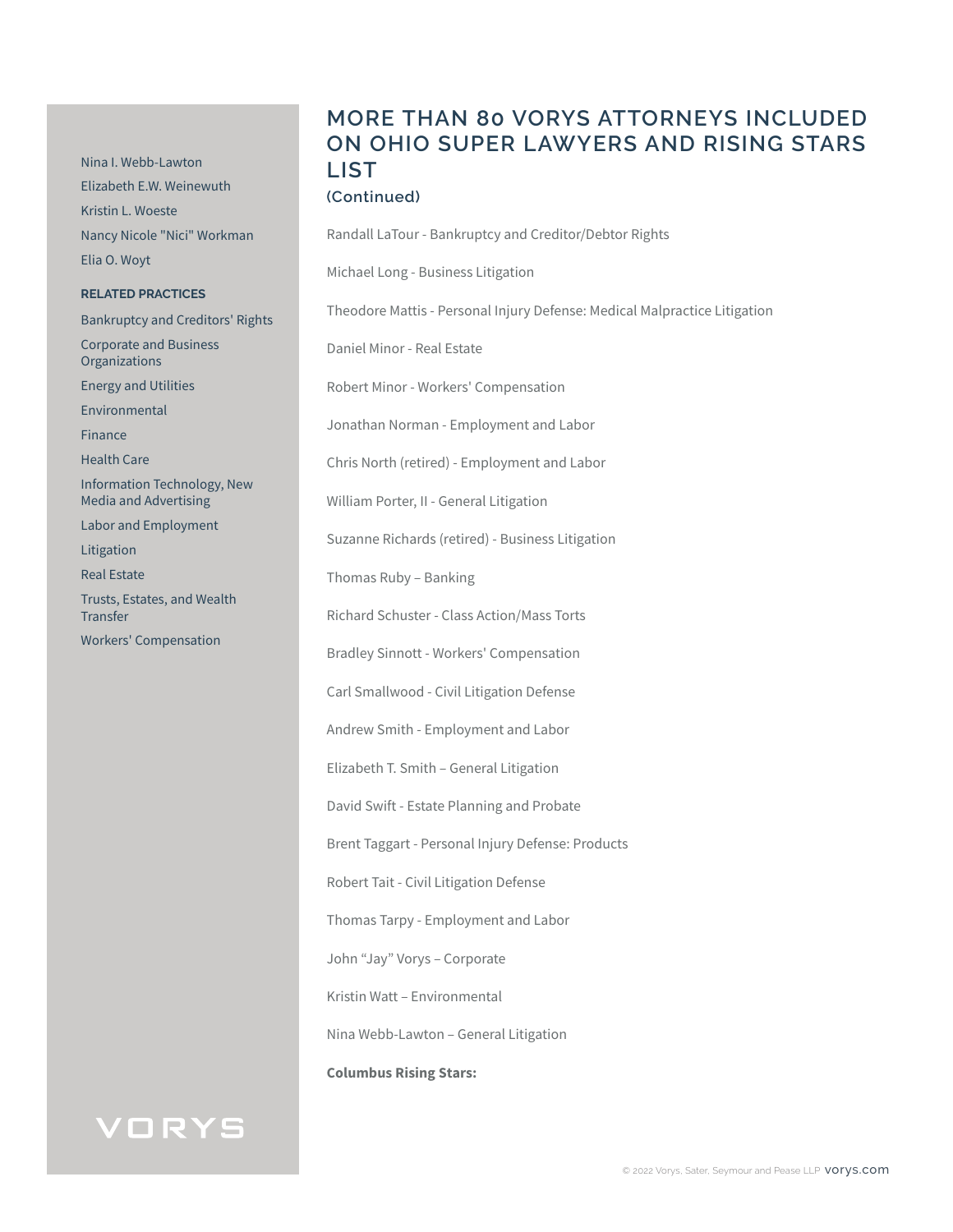Nina I. Webb-Lawton

Elizabeth E.W. Weinewuth

Kristin L. Woeste

Nancy Nicole "Nici" Workman

Elia O. Woyt

**RELATED PRACTICES**

Bankruptcy and Creditors' Rights

Corporate and Business Organizations

Energy and Utilities

Environmental

Finance

Health Care

Information Technology, New Media and Advertising

Labor and Employment

Litigation

Real Estate

Trusts, Estates, and Wealth Transfer

Workers' Compensation

# MORE THAN 80 VORYS ATTORNEYS INCLUDED ON OHIO SUPER LAWYERS AND RISING STARS LIST

### (Continued)

Randall LaTour - Bankruptcy and Creditor/Debtor Rights

Michael Long - Business Litigation

Theodore Mattis - Personal Injury Defense: Medical Malpractice Litigation

Daniel Minor - Real Estate

Robert Minor - Workers' Compensation

Jonathan Norman - Employment and Labor

Chris North (retired) - Employment and Labor

William Porter, II - General Litigation

Suzanne Richards (retired) - Business Litigation

Thomas Ruby – Banking

Richard Schuster - Class Action/Mass Torts

Bradley Sinnott - Workers' Compensation

Carl Smallwood - Civil Litigation Defense

Andrew Smith - Employment and Labor

Elizabeth T. Smith – General Litigation

David Swift - Estate Planning and Probate

Brent Taggart - Personal Injury Defense: Products

Robert Tait - Civil Litigation Defense

Thomas Tarpy - Employment and Labor

John "Jay" Vorys – Corporate

Kristin Watt – Environmental

Nina Webb-Lawton – General Litigation

**Columbus Rising Stars:**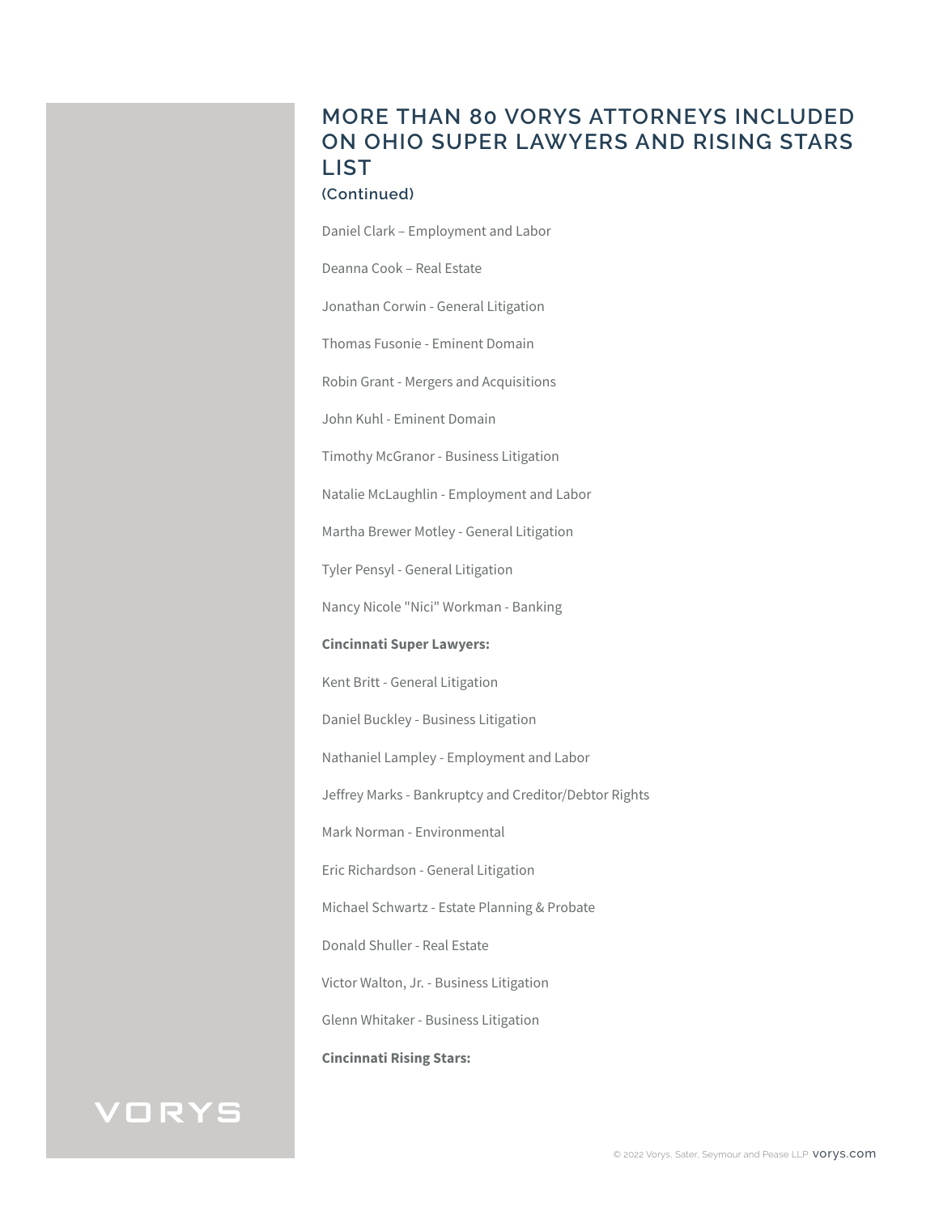# MORE THAN 80 VORYS ATTORNEYS INCLUDED ON OHIO SUPER LAWYERS AND RISING STARS LIST

**(Continued)**

Daniel Clark – Employment and Labor

Deanna Cook – Real Estate

Jonathan Corwin - General Litigation

Thomas Fusonie - Eminent Domain

Robin Grant - Mergers and Acquisitions

John Kuhl - Eminent Domain

Timothy McGranor - Business Litigation

Natalie McLaughlin - Employment and Labor

Martha Brewer Motley - General Litigation

Tyler Pensyl - General Litigation

Nancy Nicole "Nici" Workman - Banking

**Cincinnati Super Lawyers:**

Kent Britt - General Litigation

Daniel Buckley - Business Litigation

Nathaniel Lampley - Employment and Labor

Jeffrey Marks - Bankruptcy and Creditor/Debtor Rights

Mark Norman - Environmental

Eric Richardson - General Litigation

Michael Schwartz - Estate Planning & Probate

Donald Shuller - Real Estate

Victor Walton, Jr. - Business Litigation

Glenn Whitaker - Business Litigation

**Cincinnati Rising Stars:**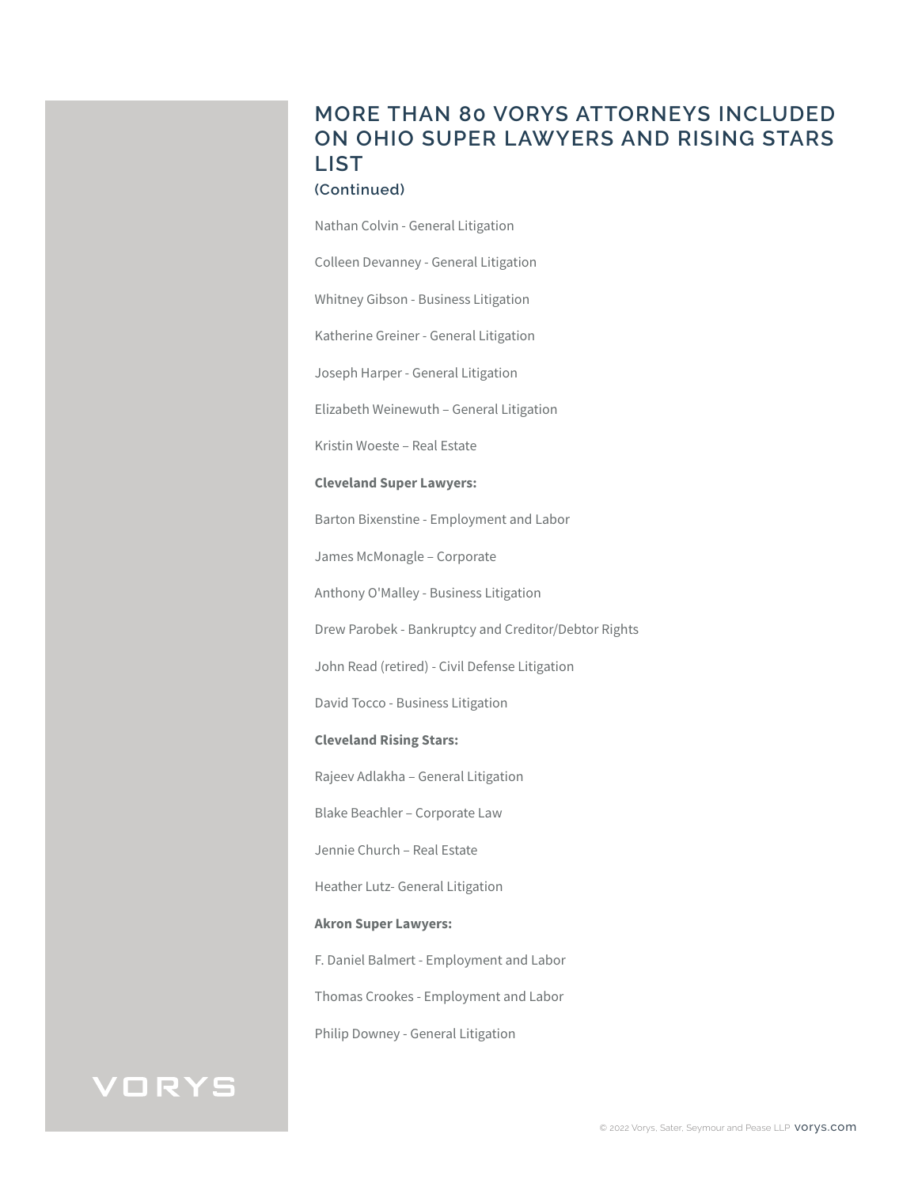## MORE THAN 80 VORYS ATTORNEYS INCLUDED ON OHIO SUPER LAWYERS AND RISING STARS LIST

**(Continued)**

Nathan Colvin - General Litigation

Colleen Devanney - General Litigation

Whitney Gibson - Business Litigation

Katherine Greiner - General Litigation

Joseph Harper - General Litigation

Elizabeth Weinewuth – General Litigation

Kristin Woeste – Real Estate

**Cleveland Super Lawyers:**

Barton Bixenstine - Employment and Labor

James McMonagle – Corporate

Anthony O'Malley - Business Litigation

Drew Parobek - Bankruptcy and Creditor/Debtor Rights

John Read (retired) - Civil Defense Litigation

David Tocco - Business Litigation

**Cleveland Rising Stars:**

Rajeev Adlakha – General Litigation

Blake Beachler – Corporate Law

Jennie Church – Real Estate

Heather Lutz- General Litigation

**Akron Super Lawyers:**

F. Daniel Balmert - Employment and Labor

Thomas Crookes - Employment and Labor

Philip Downey - General Litigation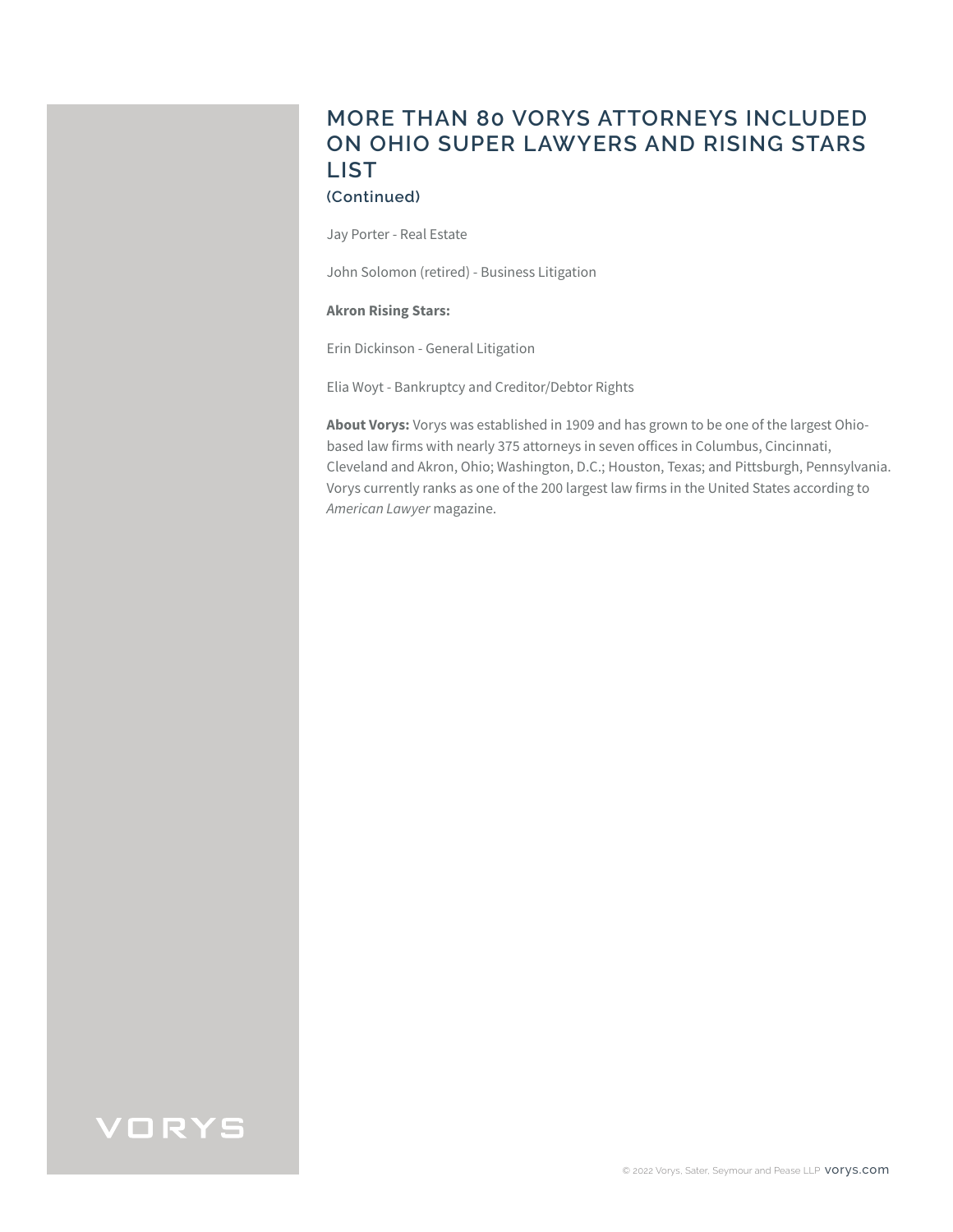# MORE THAN 80 VORYS ATTORNEYS INCLUDED ON OHIO SUPER LAWYERS AND RISING STARS LIST

**(Continued)**

Jay Porter - Real Estate

John Solomon (retired) - Business Litigation

**Akron Rising Stars:**

Erin Dickinson - General Litigation

Elia Woyt - Bankruptcy and Creditor/Debtor Rights

**About Vorys:** Vorys was established in 1909 and has grown to be one of the largest Ohio-based law firms with nearly 375 attorneys in seven offices in Columbus, Cincinnati, Cleveland and Akron, Ohio; Washington, D.C.; Houston, Texas; and Pittsburgh, Pennsylvania. Vorys currently ranks as one of the 200 largest law firms in the United States according to *American Lawyer* magazine.